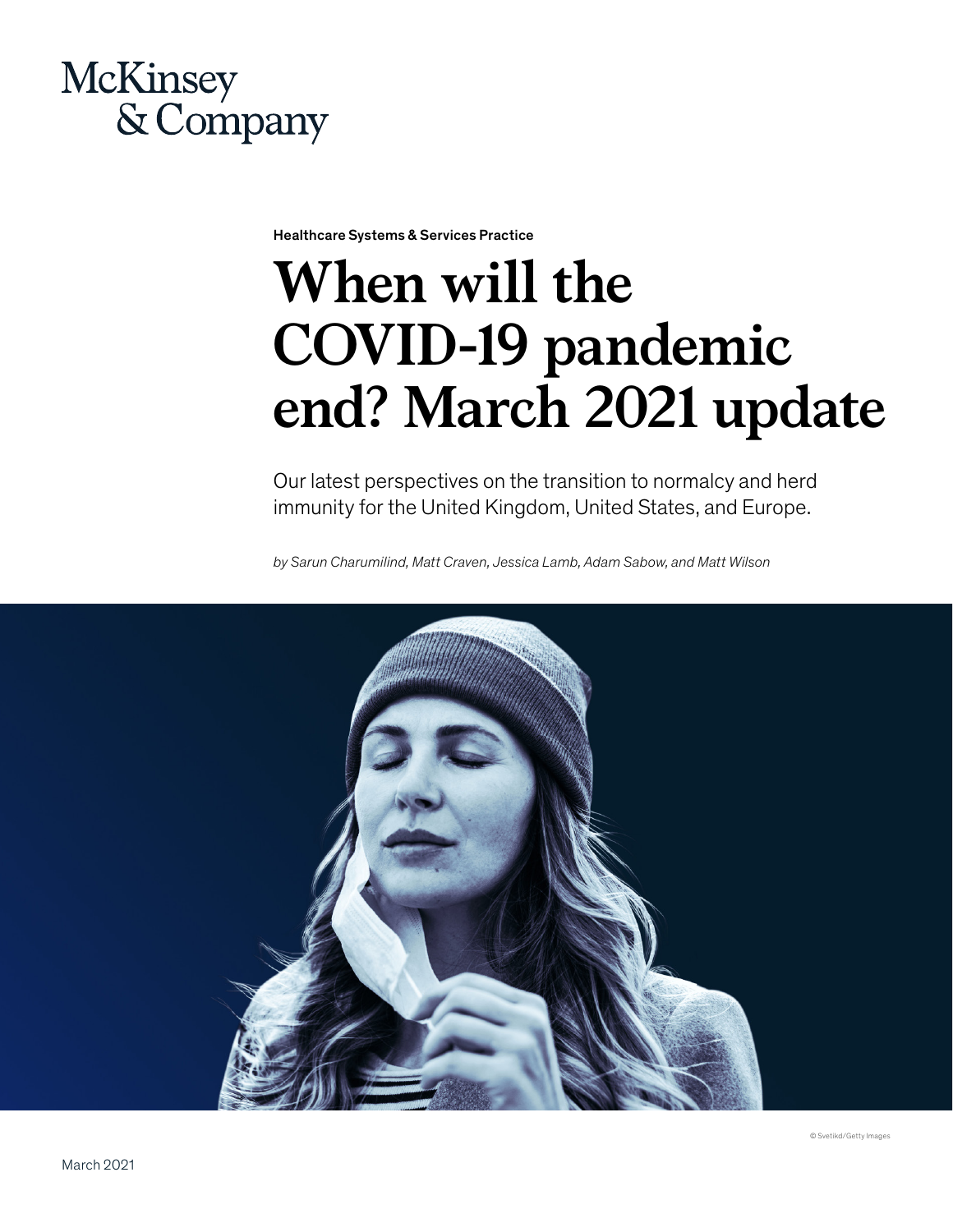McKinsey & Company

Healthcare Systems & Services Practice

# When will the COVID-19 pandemic end? March 2021 update

Our latest perspectives on the transition to normalcy and herd immunity for the United Kingdom, United States, and Europe.

*by Sarun Charumilind, Matt Craven, Jessica Lamb, Adam Sabow, and Matt Wilson*

© Svetikd/Getty Images

March 2021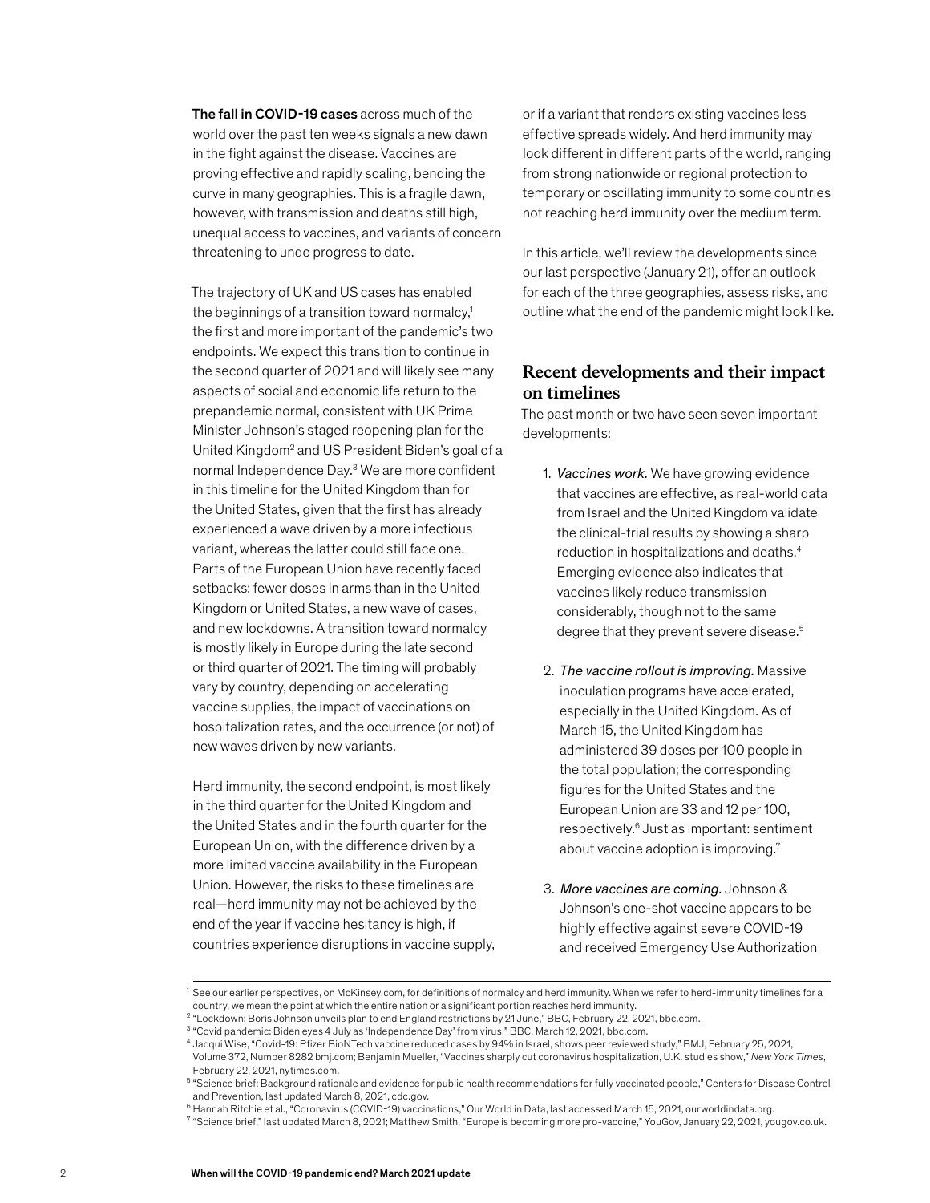**The fall in COVID-19 cases** across much of the world over the past ten weeks signals a new dawn in the fight against the disease. Vaccines are proving effective and rapidly scaling, bending the curve in many geographies. This is a fragile dawn, however, with transmission and deaths still high, unequal access to vaccines, and variants of concern threatening to undo progress to date.

The trajectory of UK and US cases has enabled the beginnings of a transition toward normalcy,[1] the first and more important of the pandemic's two endpoints. We expect this transition to continue in the second quarter of 2021 and will likely see many aspects of social and economic life return to the prepandemic normal, consistent with UK Prime Minister Johnson's staged reopening plan for the United Kingdom[2] and US President Biden's goal of a normal Independence Day.[3] We are more confident in this timeline for the United Kingdom than for the United States, given that the first has already experienced a wave driven by a more infectious variant, whereas the latter could still face one. Parts of the European Union have recently faced setbacks: fewer doses in arms than in the United Kingdom or United States, a new wave of cases, and new lockdowns. A transition toward normalcy is mostly likely in Europe during the late second or third quarter of 2021. The timing will probably vary by country, depending on accelerating vaccine supplies, the impact of vaccinations on hospitalization rates, and the occurrence (or not) of new waves driven by new variants.

Herd immunity, the second endpoint, is most likely in the third quarter for the United Kingdom and the United States and in the fourth quarter for the European Union, with the difference driven by a more limited vaccine availability in the European Union. However, the risks to these timelines are real—herd immunity may not be achieved by the end of the year if vaccine hesitancy is high, if countries experience disruptions in vaccine supply, or if a variant that renders existing vaccines less effective spreads widely. And herd immunity may look different in different parts of the world, ranging from strong nationwide or regional protection to temporary or oscillating immunity to some countries not reaching herd immunity over the medium term.

In this article, we'll review the developments since our last perspective (January 21), offer an outlook for each of the three geographies, assess risks, and outline what the end of the pandemic might look like.

## Recent developments and their impact on timelines

The past month or two have seen seven important developments:

1. *Vaccines work.* We have growing evidence that vaccines are effective, as real-world data from Israel and the United Kingdom validate the clinical-trial results by showing a sharp reduction in hospitalizations and deaths.[4] Emerging evidence also indicates that vaccines likely reduce transmission considerably, though not to the same degree that they prevent severe disease.[5]

2. *The vaccine rollout is improving.* Massive inoculation programs have accelerated, especially in the United Kingdom. As of March 15, the United Kingdom has administered 39 doses per 100 people in the total population; the corresponding figures for the United States and the European Union are 33 and 12 per 100, respectively.[6] Just as important: sentiment about vaccine adoption is improving.[7]

3. *More vaccines are coming.* Johnson & Johnson's one-shot vaccine appears to be highly effective against severe COVID-19 and received Emergency Use Authorization

---

[1] See our earlier perspectives, on McKinsey.com, for definitions of normalcy and herd immunity. When we refer to herd-immunity timelines for a country, we mean the point at which the entire nation or a significant portion reaches herd immunity.

[2] "Lockdown: Boris Johnson unveils plan to end England restrictions by 21 June," BBC, February 22, 2021, bbc.com.

[3] "Covid pandemic: Biden eyes 4 July as 'Independence Day' from virus," BBC, March 12, 2021, bbc.com.

[4] Jacqui Wise, "Covid-19: Pfizer BioNTech vaccine reduced cases by 94% in Israel, shows peer reviewed study," BMJ, February 25, 2021, Volume 372, Number 8282 bmj.com; Benjamin Mueller, "Vaccines sharply cut coronavirus hospitalization, U.K. studies show," *New York Times*, February 22, 2021, nytimes.com.

[5] "Science brief: Background rationale and evidence for public health recommendations for fully vaccinated people," Centers for Disease Control and Prevention, last updated March 8, 2021, cdc.gov.

[6] Hannah Ritchie et al., "Coronavirus (COVID-19) vaccinations," Our World in Data, last accessed March 15, 2021, ourworldindata.org.

[7] "Science brief," last updated March 8, 2021; Matthew Smith, "Europe is becoming more pro-vaccine," YouGov, January 22, 2021, yougov.co.uk.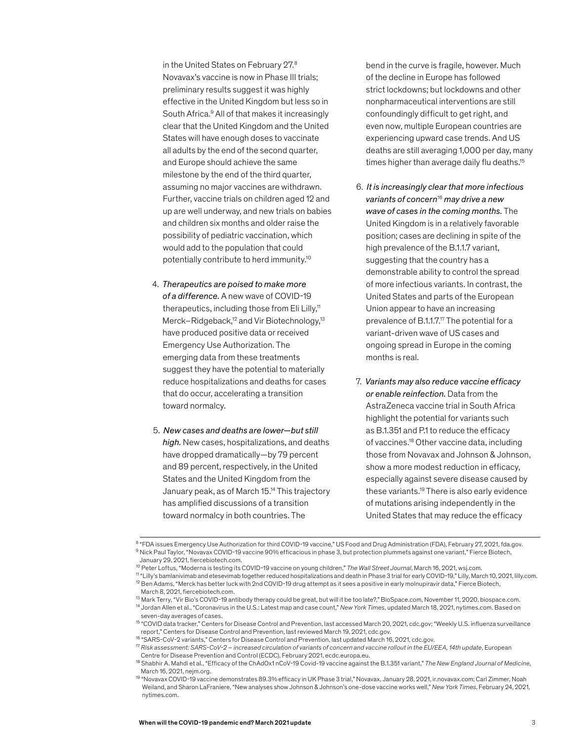in the United States on February 27.[8] Novavax's vaccine is now in Phase III trials; preliminary results suggest it was highly effective in the United Kingdom but less so in South Africa.[9] All of that makes it increasingly clear that the United Kingdom and the United States will have enough doses to vaccinate all adults by the end of the second quarter, and Europe should achieve the same milestone by the end of the third quarter, assuming no major vaccines are withdrawn. Further, vaccine trials on children aged 12 and up are well underway, and new trials on babies and children six months and older raise the possibility of pediatric vaccination, which would add to the population that could potentially contribute to herd immunity.[10]

4. *Therapeutics are poised to make more of a difference.* A new wave of COVID-19 therapeutics, including those from Eli Lilly,[11] Merck–Ridgeback,[12] and Vir Biotechnology,[13] have produced positive data or received Emergency Use Authorization. The emerging data from these treatments suggest they have the potential to materially reduce hospitalizations and deaths for cases that do occur, accelerating a transition toward normalcy.

5. *New cases and deaths are lower—but still high.* New cases, hospitalizations, and deaths have dropped dramatically—by 79 percent and 89 percent, respectively, in the United States and the United Kingdom from the January peak, as of March 15.[14] This trajectory has amplified discussions of a transition toward normalcy in both countries. The bend in the curve is fragile, however. Much of the decline in Europe has followed strict lockdowns; but lockdowns and other nonpharmaceutical interventions are still confoundingly difficult to get right, and even now, multiple European countries are experiencing upward case trends. And US deaths are still averaging 1,000 per day, many times higher than average daily flu deaths.[15]

6. *It is increasingly clear that more infectious variants of concern*[16] *may drive a new wave of cases in the coming months.* The United Kingdom is in a relatively favorable position; cases are declining in spite of the high prevalence of the B.1.1.7 variant, suggesting that the country has a demonstrable ability to control the spread of more infectious variants. In contrast, the United States and parts of the European Union appear to have an increasing prevalence of B.1.1.7.[17] The potential for a variant-driven wave of US cases and ongoing spread in Europe in the coming months is real.

7. *Variants may also reduce vaccine efficacy or enable reinfection.* Data from the AstraZeneca vaccine trial in South Africa highlight the potential for variants such as B.1.351 and P.1 to reduce the efficacy of vaccines.[18] Other vaccine data, including those from Novavax and Johnson & Johnson, show a more modest reduction in efficacy, especially against severe disease caused by these variants.[19] There is also early evidence of mutations arising independently in the United States that may reduce the efficacy

---

[8] "FDA issues Emergency Use Authorization for third COVID-19 vaccine," US Food and Drug Administration (FDA), February 27, 2021, fda.gov.

[9] Nick Paul Taylor, "Novavax COVID-19 vaccine 90% efficacious in phase 3, but protection plummets against one variant," Fierce Biotech, January 29, 2021, fiercebiotech.com.

[10] Peter Loftus, "Moderna is testing its COVID-19 vaccine on young children," *The Wall Street Journal*, March 16, 2021, wsj.com.

[11] "Lilly's bamlanivimab and etesevimab together reduced hospitalizations and death in Phase 3 trial for early COVID-19," Lilly, March 10, 2021, lilly.com.

[12] Ben Adams, "Merck has better luck with 2nd COVID-19 drug attempt as it sees a positive in early molnupiravir data," Fierce Biotech, March 8, 2021, fiercebiotech.com.

[13] Mark Terry, "Vir Bio's COVID-19 antibody therapy could be great, but will it be too late?," BioSpace.com, November 11, 2020, biospace.com.

[14] Jordan Allen et al., "Coronavirus in the U.S.: Latest map and case count," *New York Times*, updated March 18, 2021, nytimes.com. Based on seven-day averages of cases.

[15] "COVID data tracker," Centers for Disease Control and Prevention, last accessed March 20, 2021, cdc.gov; "Weekly U.S. influenza surveillance report," Centers for Disease Control and Prevention, last reviewed March 19, 2021, cdc.gov.

[16] "SARS-CoV-2 variants," Centers for Disease Control and Prevention, last updated March 16, 2021, cdc.gov.

[17] *Risk assessment: SARS-CoV-2 – increased circulation of variants of concern and vaccine rollout in the EU/EEA, 14th update*, European Centre for Disease Prevention and Control (ECDC), February 2021, ecdc.europa.eu.

[18] Shabhir A. Mahdi et al., "Efficacy of the ChAdOx1 nCoV-19 Covid-19 vaccine against the B.1.351 variant," *The New England Journal of Medicine*, March 16, 2021, nejm.org.

[19] "Novavax COVID-19 vaccine demonstrates 89.3% efficacy in UK Phase 3 trial," Novavax, January 28, 2021, ir.novavax.com; Carl Zimmer, Noah Weiland, and Sharon LaFraniere, "New analyses show Johnson & Johnson's one-dose vaccine works well," *New York Times*, February 24, 2021, nytimes.com.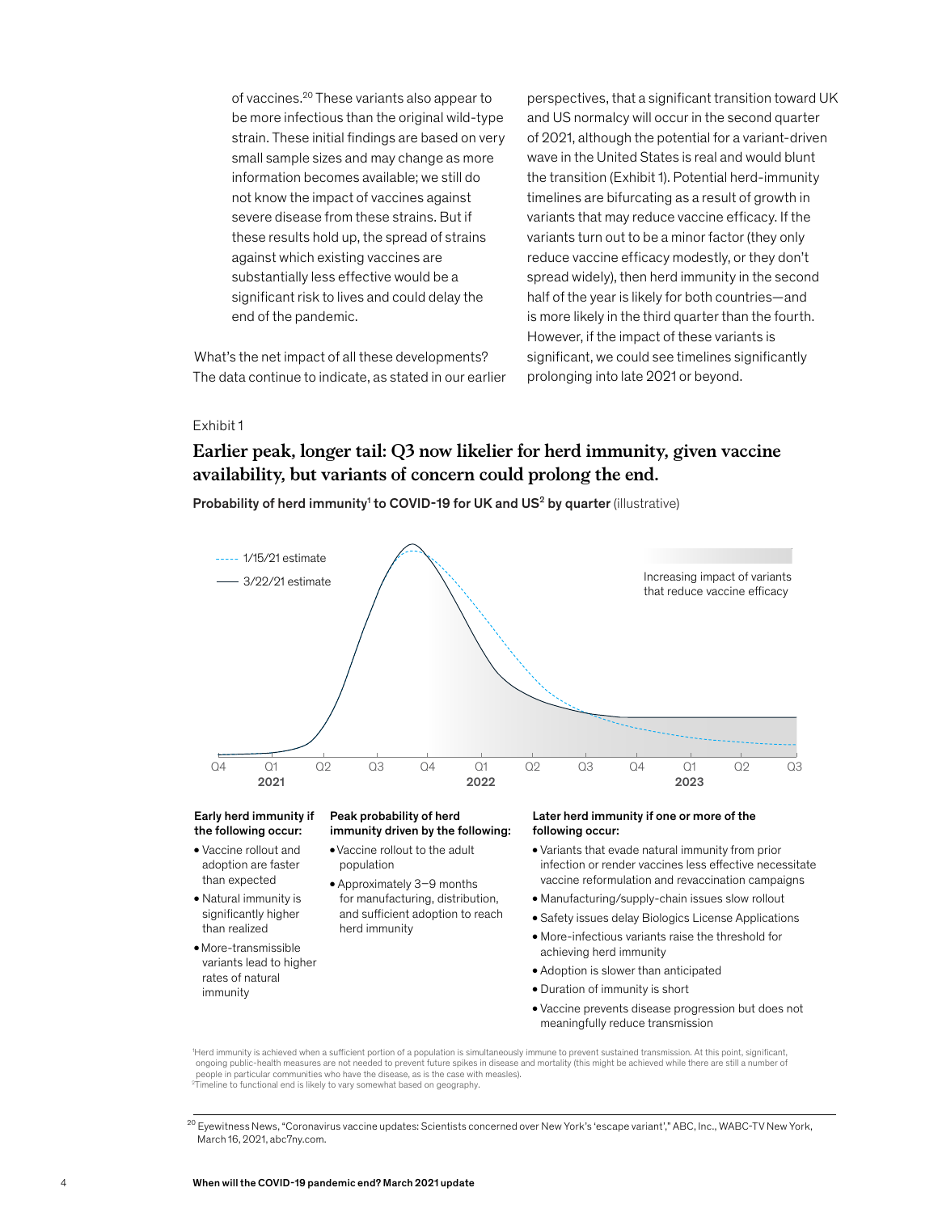of vaccines.[20] These variants also appear to be more infectious than the original wild-type strain. These initial findings are based on very small sample sizes and may change as more information becomes available; we still do not know the impact of vaccines against severe disease from these strains. But if these results hold up, the spread of strains against which existing vaccines are substantially less effective would be a significant risk to lives and could delay the end of the pandemic.

What's the net impact of all these developments? The data continue to indicate, as stated in our earlier perspectives, that a significant transition toward UK and US normalcy will occur in the second quarter of 2021, although the potential for a variant-driven wave in the United States is real and would blunt the transition (Exhibit 1). Potential herd-immunity timelines are bifurcating as a result of growth in variants that may reduce vaccine efficacy. If the variants turn out to be a minor factor (they only reduce vaccine efficacy modestly, or they don't spread widely), then herd immunity in the second half of the year is likely for both countries—and is more likely in the third quarter than the fourth. However, if the impact of these variants is significant, we could see timelines significantly prolonging into late 2021 or beyond.

Exhibit 1

## Earlier peak, longer tail: Q3 now likelier for herd immunity, given vaccine availability, but variants of concern could prolong the end.

**Probability of herd immunity[1] to COVID-19 for UK and US[2] by quarter** (illustrative)

----- 1/15/21 estimate
—— 3/22/21 estimate

Increasing impact of variants that reduce vaccine efficacy

Q4 | Q1 2021 | Q2 | Q3 | Q4 | Q1 2022 | Q2 | Q3 | Q4 | Q1 2023 | Q2 | Q3

**Early herd immunity if the following occur:**

- Vaccine rollout and adoption are faster than expected
- Natural immunity is significantly higher than realized
- More-transmissible variants lead to higher rates of natural immunity

**Peak probability of herd immunity driven by the following:**

- Vaccine rollout to the adult population
- Approximately 3–9 months for manufacturing, distribution, and sufficient adoption to reach herd immunity

**Later herd immunity if one or more of the following occur:**

- Variants that evade natural immunity from prior infection or render vaccines less effective necessitate vaccine reformulation and revaccination campaigns
- Manufacturing/supply-chain issues slow rollout
- Safety issues delay Biologics License Applications
- More-infectious variants raise the threshold for achieving herd immunity
- Adoption is slower than anticipated
- Duration of immunity is short
- Vaccine prevents disease progression but does not meaningfully reduce transmission

[1] Herd immunity is achieved when a sufficient portion of a population is simultaneously immune to prevent sustained transmission. At this point, significant, ongoing public-health measures are not needed to prevent future spikes in disease and mortality (this might be achieved while there are still a number of people in particular communities who have the disease, as is the case with measles).
[2] Timeline to functional end is likely to vary somewhat based on geography.

[20] Eyewitness News, "Coronavirus vaccine updates: Scientists concerned over New York's 'escape variant'," ABC, Inc., WABC-TV New York, March 16, 2021, abc7ny.com.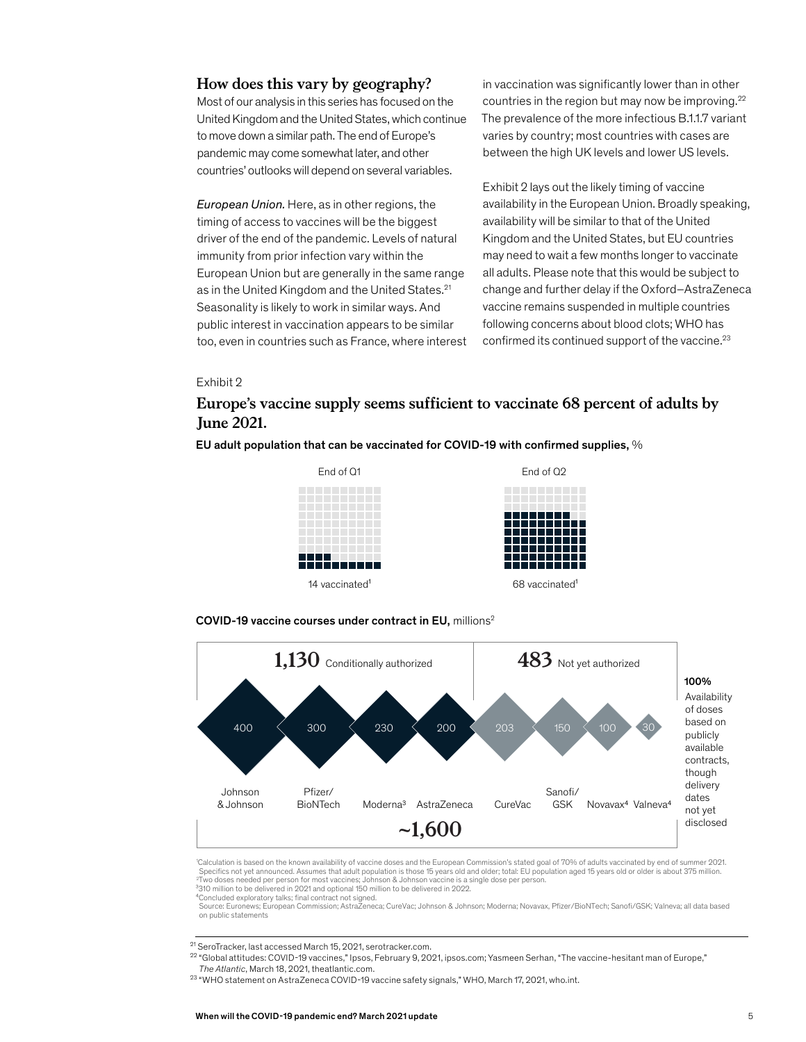## How does this vary by geography?

Most of our analysis in this series has focused on the United Kingdom and the United States, which continue to move down a similar path. The end of Europe's pandemic may come somewhat later, and other countries' outlooks will depend on several variables.

*European Union.* Here, as in other regions, the timing of access to vaccines will be the biggest driver of the end of the pandemic. Levels of natural immunity from prior infection vary within the European Union but are generally in the same range as in the United Kingdom and the United States.[21] Seasonality is likely to work in similar ways. And public interest in vaccination appears to be similar too, even in countries such as France, where interest in vaccination was significantly lower than in other countries in the region but may now be improving.[22] The prevalence of the more infectious B.1.1.7 variant varies by country; most countries with cases are between the high UK levels and lower US levels.

Exhibit 2 lays out the likely timing of vaccine availability in the European Union. Broadly speaking, availability will be similar to that of the United Kingdom and the United States, but EU countries may need to wait a few months longer to vaccinate all adults. Please note that this would be subject to change and further delay if the Oxford–AstraZeneca vaccine remains suspended in multiple countries following concerns about blood clots; WHO has confirmed its continued support of the vaccine.[23]

Exhibit 2

### Europe's vaccine supply seems sufficient to vaccinate 68 percent of adults by June 2021.

**EU adult population that can be vaccinated for COVID-19 with confirmed supplies,** %

| End of Q1 | End of Q2 |
|---|---|
| 14 vaccinated[1] | 68 vaccinated[1] |

**COVID-19 vaccine courses under contract in EU,** millions[2]

| | Johnson & Johnson | Pfizer/BioNTech | Moderna[3] | AstraZeneca | CureVac | Sanofi/GSK | Novavax[4] | Valneva[4] |
|---|---|---|---|---|---|---|---|---|
| Status | Conditionally authorized (1,130) | | | | Not yet authorized (483) | | | |
| Courses | 400 | 300 | 230 | 200 | 203 | 150 | 100 | 30 |

Total: ~1,600

100% Availability of doses based on publicly available contracts, though delivery dates not yet disclosed

[1]Calculation is based on the known availability of vaccine doses and the European Commission's stated goal of 70% of adults vaccinated by end of summer 2021. Specifics not yet announced. Assumes that adult population is those 15 years old and older; total: EU population aged 15 years old or older is about 375 million.
[2]Two doses needed per person for most vaccines; Johnson & Johnson vaccine is a single dose per person.
[3]310 million to be delivered in 2021 and optional 150 million to be delivered in 2022.
[4]Concluded exploratory talks; final contract not signed.
Source: Euronews; European Commission; AstraZeneca; CureVac; Johnson & Johnson; Moderna; Novavax, Pfizer/BioNTech; Sanofi/GSK; Valneva; all data based on public statements

[21] SeroTracker, last accessed March 15, 2021, serotracker.com.
[22] "Global attitudes: COVID-19 vaccines," Ipsos, February 9, 2021, ipsos.com; Yasmeen Serhan, "The vaccine-hesitant man of Europe," *The Atlantic*, March 18, 2021, theatlantic.com.
[23] "WHO statement on AstraZeneca COVID-19 vaccine safety signals," WHO, March 17, 2021, who.int.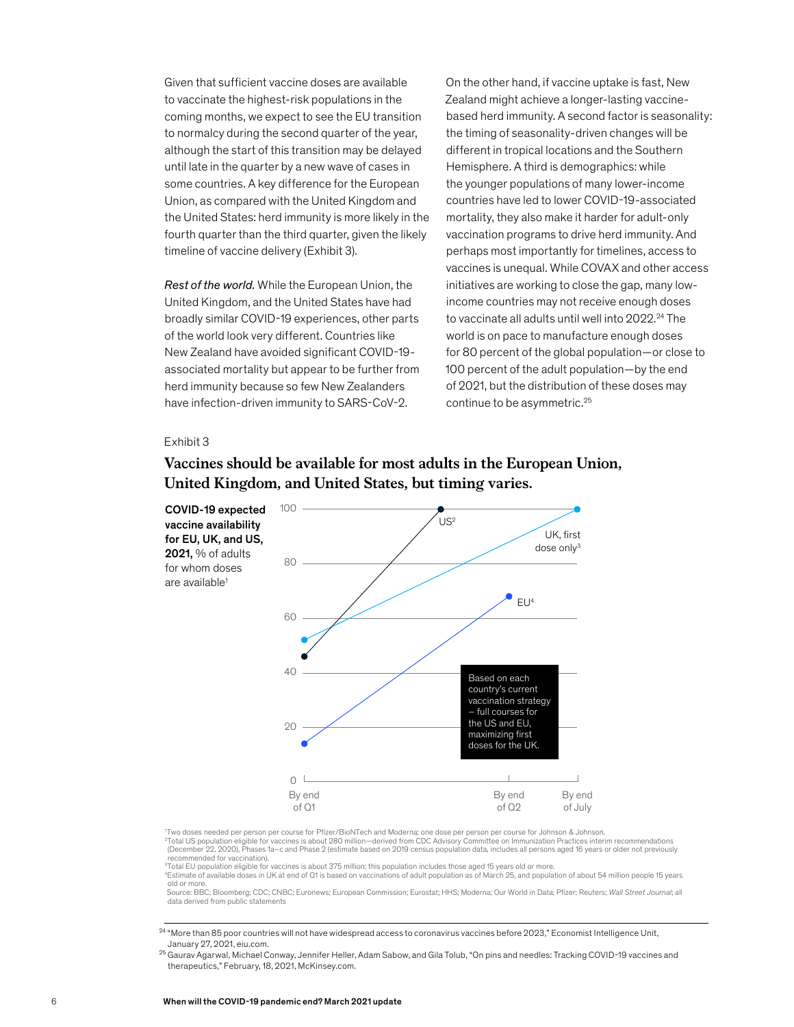Given that sufficient vaccine doses are available to vaccinate the highest-risk populations in the coming months, we expect to see the EU transition to normalcy during the second quarter of the year, although the start of this transition may be delayed until late in the quarter by a new wave of cases in some countries. A key difference for the European Union, as compared with the United Kingdom and the United States: herd immunity is more likely in the fourth quarter than the third quarter, given the likely timeline of vaccine delivery (Exhibit 3).

*Rest of the world.* While the European Union, the United Kingdom, and the United States have had broadly similar COVID-19 experiences, other parts of the world look very different. Countries like New Zealand have avoided significant COVID-19-associated mortality but appear to be further from herd immunity because so few New Zealanders have infection-driven immunity to SARS-CoV-2. On the other hand, if vaccine uptake is fast, New Zealand might achieve a longer-lasting vaccine-based herd immunity. A second factor is seasonality: the timing of seasonality-driven changes will be different in tropical locations and the Southern Hemisphere. A third is demographics: while the younger populations of many lower-income countries have led to lower COVID-19-associated mortality, they also make it harder for adult-only vaccination programs to drive herd immunity. And perhaps most importantly for timelines, access to vaccines is unequal. While COVAX and other access initiatives are working to close the gap, many low-income countries may not receive enough doses to vaccinate all adults until well into 2022.[24] The world is on pace to manufacture enough doses for 80 percent of the global population—or close to 100 percent of the adult population—by the end of 2021, but the distribution of these doses may continue to be asymmetric.[25]

Exhibit 3

## Vaccines should be available for most adults in the European Union, United Kingdom, and United States, but timing varies.

**COVID-19 expected vaccine availability for EU, UK, and US, 2021,** % of adults for whom doses are available[1]

| | By end of Q1 | By end of Q2 | By end of July |
|---|---|---|---|
| US[2] | ~46 | 100 | |
| UK, first dose only[3] | ~52 | | 100 |
| EU[4] | ~14 | ~68 | |

Based on each country's current vaccination strategy – full courses for the US and EU, maximizing first doses for the UK.

[1]Two doses needed per person per course for Pfizer/BioNTech and Moderna; one dose per person per course for Johnson & Johnson.
[2]Total US population eligible for vaccines is about 280 million—derived from CDC Advisory Committee on Immunization Practices interim recommendations (December 22, 2020), Phases 1a–c and Phase 2 (estimate based on 2019 census population data, includes all persons aged 16 years or older not previously recommended for vaccination).
[3]Total EU population eligible for vaccines is about 375 million; this population includes those aged 15 years old or more.
[4]Estimate of available doses in UK at end of Q1 is based on vaccinations of adult population as of March 25, and population of about 54 million people 15 years old or more.
Source: BBC; Bloomberg; CDC; CNBC; Euronews; European Commission; Eurostat; HHS; Moderna; Our World in Data; Pfizer; Reuters; *Wall Street Journal*; all data derived from public statements

[24] "More than 85 poor countries will not have widespread access to coronavirus vaccines before 2023," Economist Intelligence Unit, January 27, 2021, eiu.com.
[25] Gaurav Agarwal, Michael Conway, Jennifer Heller, Adam Sabow, and Gila Tolub, "On pins and needles: Tracking COVID-19 vaccines and therapeutics," February, 18, 2021, McKinsey.com.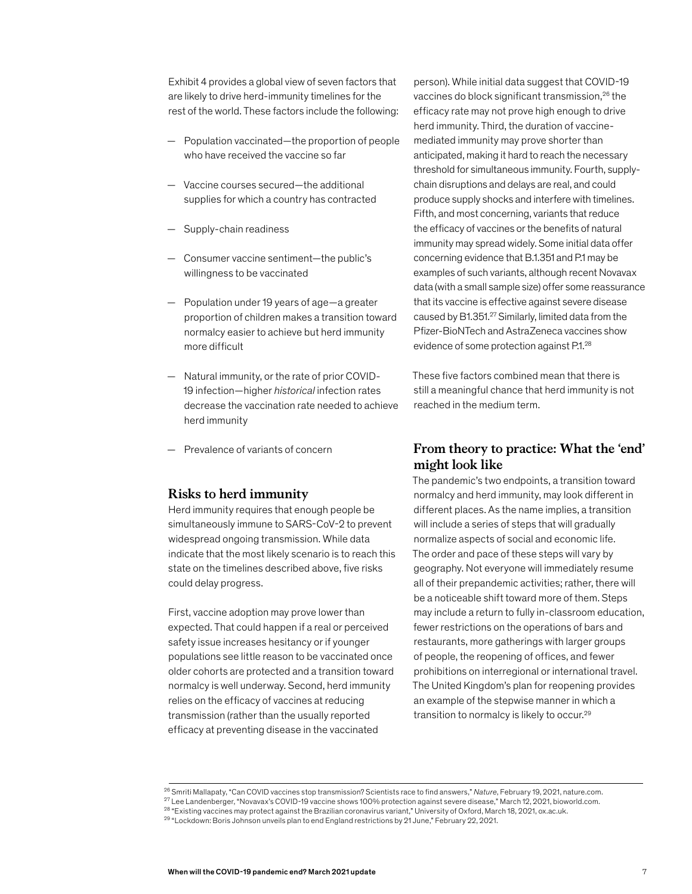Exhibit 4 provides a global view of seven factors that are likely to drive herd-immunity timelines for the rest of the world. These factors include the following:

- Population vaccinated—the proportion of people who have received the vaccine so far
- Vaccine courses secured—the additional supplies for which a country has contracted
- Supply-chain readiness
- Consumer vaccine sentiment—the public's willingness to be vaccinated
- Population under 19 years of age—a greater proportion of children makes a transition toward normalcy easier to achieve but herd immunity more difficult
- Natural immunity, or the rate of prior COVID-19 infection—higher *historical* infection rates decrease the vaccination rate needed to achieve herd immunity
- Prevalence of variants of concern

## Risks to herd immunity

Herd immunity requires that enough people be simultaneously immune to SARS-CoV-2 to prevent widespread ongoing transmission. While data indicate that the most likely scenario is to reach this state on the timelines described above, five risks could delay progress.

First, vaccine adoption may prove lower than expected. That could happen if a real or perceived safety issue increases hesitancy or if younger populations see little reason to be vaccinated once older cohorts are protected and a transition toward normalcy is well underway. Second, herd immunity relies on the efficacy of vaccines at reducing transmission (rather than the usually reported efficacy at preventing disease in the vaccinated person). While initial data suggest that COVID-19 vaccines do block significant transmission,[26] the efficacy rate may not prove high enough to drive herd immunity. Third, the duration of vaccine-mediated immunity may prove shorter than anticipated, making it hard to reach the necessary threshold for simultaneous immunity. Fourth, supply-chain disruptions and delays are real, and could produce supply shocks and interfere with timelines. Fifth, and most concerning, variants that reduce the efficacy of vaccines or the benefits of natural immunity may spread widely. Some initial data offer concerning evidence that B.1.351 and P.1 may be examples of such variants, although recent Novavax data (with a small sample size) offer some reassurance that its vaccine is effective against severe disease caused by B1.351.[27] Similarly, limited data from the Pfizer-BioNTech and AstraZeneca vaccines show evidence of some protection against P.1.[28]

These five factors combined mean that there is still a meaningful chance that herd immunity is not reached in the medium term.

## From theory to practice: What the 'end' might look like

The pandemic's two endpoints, a transition toward normalcy and herd immunity, may look different in different places. As the name implies, a transition will include a series of steps that will gradually normalize aspects of social and economic life. The order and pace of these steps will vary by geography. Not everyone will immediately resume all of their prepandemic activities; rather, there will be a noticeable shift toward more of them. Steps may include a return to fully in-classroom education, fewer restrictions on the operations of bars and restaurants, more gatherings with larger groups of people, the reopening of offices, and fewer prohibitions on interregional or international travel. The United Kingdom's plan for reopening provides an example of the stepwise manner in which a transition to normalcy is likely to occur.[29]

---

[26] Smriti Mallapaty, "Can COVID vaccines stop transmission? Scientists race to find answers," *Nature*, February 19, 2021, nature.com.
[27] Lee Landenberger, "Novavax's COVID-19 vaccine shows 100% protection against severe disease," March 12, 2021, bioworld.com.
[28] "Existing vaccines may protect against the Brazilian coronavirus variant," University of Oxford, March 18, 2021, ox.ac.uk.
[29] "Lockdown: Boris Johnson unveils plan to end England restrictions by 21 June," February 22, 2021.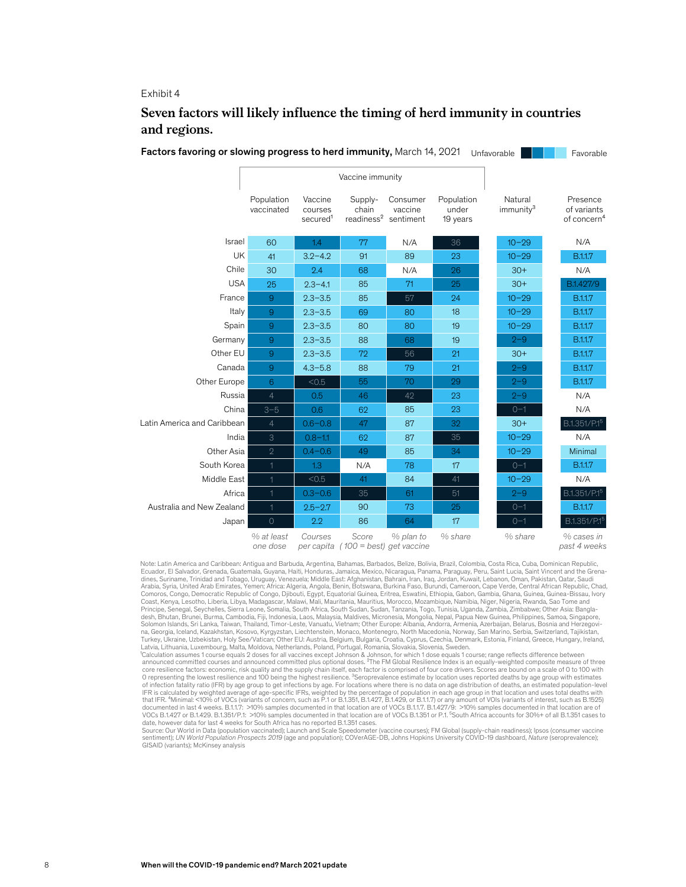Exhibit 4

## Seven factors will likely influence the timing of herd immunity in countries and regions.

**Factors favoring or slowing progress to herd immunity,** March 14, 2021

Unfavorable — Favorable

| | Vaccine immunity | | | | | | |
|---|---|---|---|---|---|---|---|
| | Population vaccinated | Vaccine courses secured[1] | Supply-chain readiness[2] | Consumer vaccine sentiment | Population under 19 years | Natural immunity[3] | Presence of variants of concern[4] |
| Israel | 60 | 1.4 | 77 | N/A | 36 | 10–29 | N/A |
| UK | 41 | 3.2–4.2 | 91 | 89 | 23 | 10–29 | B.1.1.7 |
| Chile | 30 | 2.4 | 68 | N/A | 26 | 30+ | N/A |
| USA | 25 | 2.3–4.1 | 85 | 71 | 25 | 30+ | B.1.427/9 |
| France | 9 | 2.3–3.5 | 85 | 57 | 24 | 10–29 | B.1.1.7 |
| Italy | 9 | 2.3–3.5 | 69 | 80 | 18 | 10–29 | B.1.1.7 |
| Spain | 9 | 2.3–3.5 | 80 | 80 | 19 | 10–29 | B.1.1.7 |
| Germany | 9 | 2.3–3.5 | 88 | 68 | 19 | 2–9 | B.1.1.7 |
| Other EU | 9 | 2.3–3.5 | 72 | 56 | 21 | 30+ | B.1.1.7 |
| Canada | 9 | 4.3–5.8 | 88 | 79 | 21 | 2–9 | B.1.1.7 |
| Other Europe | 6 | <0.5 | 55 | 70 | 29 | 2–9 | B.1.1.7 |
| Russia | 4 | 0.5 | 46 | 42 | 23 | 2–9 | N/A |
| China | 3–5 | 0.6 | 62 | 85 | 23 | 0–1 | N/A |
| Latin America and Caribbean | 4 | 0.6–0.8 | 47 | 87 | 32 | 30+ | B.1.351/P.1[5] |
| India | 3 | 0.8–1.1 | 62 | 87 | 35 | 10–29 | N/A |
| Other Asia | 2 | 0.4–0.6 | 49 | 85 | 34 | 10–29 | Minimal |
| South Korea | 1 | 1.3 | N/A | 78 | 17 | 0–1 | B.1.1.7 |
| Middle East | 1 | <0.5 | 41 | 84 | 41 | 10–29 | N/A |
| Africa | 1 | 0.3–0.6 | 35 | 61 | 51 | 2–9 | B.1.351/P.1[5] |
| Australia and New Zealand | 1 | 2.5–2.7 | 90 | 73 | 25 | 0–1 | B.1.1.7 |
| Japan | 0 | 2.2 | 86 | 64 | 17 | 0–1 | B.1.351/P.1[5] |
| | *% at least one dose* | *Courses per capita* | *Score (100 = best)* | *% plan to get vaccine* | *% share* | *% share* | *% cases in past 4 weeks* |

Note: Latin America and Caribbean: Antigua and Barbuda, Argentina, Bahamas, Barbados, Belize, Bolivia, Brazil, Colombia, Costa Rica, Cuba, Dominican Republic, Ecuador, El Salvador, Grenada, Guatemala, Guyana, Haiti, Honduras, Jamaica, Mexico, Nicaragua, Panama, Paraguay, Peru, Saint Lucia, Saint Vincent and the Grenadines, Suriname, Trinidad and Tobago, Uruguay, Venezuela; Middle East: Afghanistan, Bahrain, Iran, Iraq, Jordan, Kuwait, Lebanon, Oman, Pakistan, Qatar, Saudi Arabia, Syria, United Arab Emirates, Yemen; Africa: Algeria, Angola, Benin, Botswana, Burkina Faso, Burundi, Cameroon, Cape Verde, Central African Republic, Chad, Comoros, Congo, Democratic Republic of Congo, Djibouti, Egypt, Equatorial Guinea, Eritrea, Eswatini, Ethiopia, Gabon, Gambia, Ghana, Guinea, Guinea-Bissau, Ivory Coast, Kenya, Lesotho, Liberia, Libya, Madagascar, Malawi, Mali, Mauritania, Mauritius, Morocco, Mozambique, Namibia, Niger, Nigeria, Rwanda, Sao Tome and Principe, Senegal, Seychelles, Sierra Leone, Somalia, South Africa, South Sudan, Sudan, Tanzania, Togo, Tunisia, Uganda, Zambia, Zimbabwe; Other Asia: Bangladesh, Bhutan, Brunei, Burma, Cambodia, Fiji, Indonesia, Laos, Malaysia, Maldives, Micronesia, Mongolia, Nepal, Papua New Guinea, Philippines, Samoa, Singapore, Solomon Islands, Sri Lanka, Taiwan, Thailand, Timor-Leste, Vanuatu, Vietnam; Other Europe: Albania, Andorra, Armenia, Azerbaijan, Belarus, Bosnia and Herzegovina, Georgia, Iceland, Kazakhstan, Kosovo, Kyrgyzstan, Liechtenstein, Monaco, Montenegro, North Macedonia, Norway, San Marino, Serbia, Switzerland, Tajikistan, Turkey, Ukraine, Uzbekistan, Holy See/Vatican; Other EU: Austria, Belgium, Bulgaria, Croatia, Cyprus, Czechia, Denmark, Estonia, Finland, Greece, Hungary, Ireland, Latvia, Lithuania, Luxembourg, Malta, Moldova, Netherlands, Poland, Portugal, Romania, Slovakia, Slovenia, Sweden.

[1]Calculation assumes 1 course equals 2 doses for all vaccines except Johnson & Johnson, for which 1 dose equals 1 course; range reflects difference between announced committed courses and announced committed plus optional doses. [2]The FM Global Resilience Index is an equally-weighted composite measure of three core resilience factors: economic, risk quality and the supply chain itself, each factor is comprised of four core drivers. Scores are bound on a scale of 0 to 100 with 0 representing the lowest resilience and 100 being the highest resilience. [3]Seroprevalence estimate by location uses reported deaths by age group with estimates of infection fatality ratio (IFR) by age group to get infections by age. For locations where there is no data on age distribution of deaths, an estimated population-level IFR is calculated by weighted average of age-specific IFRs, weighted by the percentage of population in each age group in that location and uses total deaths with that IFR. [4]Minimal: <10% of VOCs (variants of concern, such as P.1 or B.1.351, B.1.427, B.1.429, or B.1.1.7) or any amount of VOIs (variants of interest, such as B.1525) documented in last 4 weeks. B.1.1.7: >10% samples documented in that location are of VOCs B.1.1.7. B.1.427/9: >10% samples documented in that location are of VOCs B.1.427 or B.1.429. B.1.351/P.1: >10% samples documented in that location are of VOCs B.1.351 or P.1. [5]South Africa accounts for 30%+ of all B.1.351 cases to date, however data for last 4 weeks for South Africa has no reported B.1.351 cases.

Source: Our World in Data (population vaccinated); Launch and Scale Speedometer (vaccine courses); FM Global (supply-chain readiness); Ipsos (consumer vaccine sentiment); *UN World Population Prospects 2019* (age and population); COVerAGE-DB, Johns Hopkins University COVID-19 dashboard, *Nature* (seroprevalence); GISAID (variants); McKinsey analysis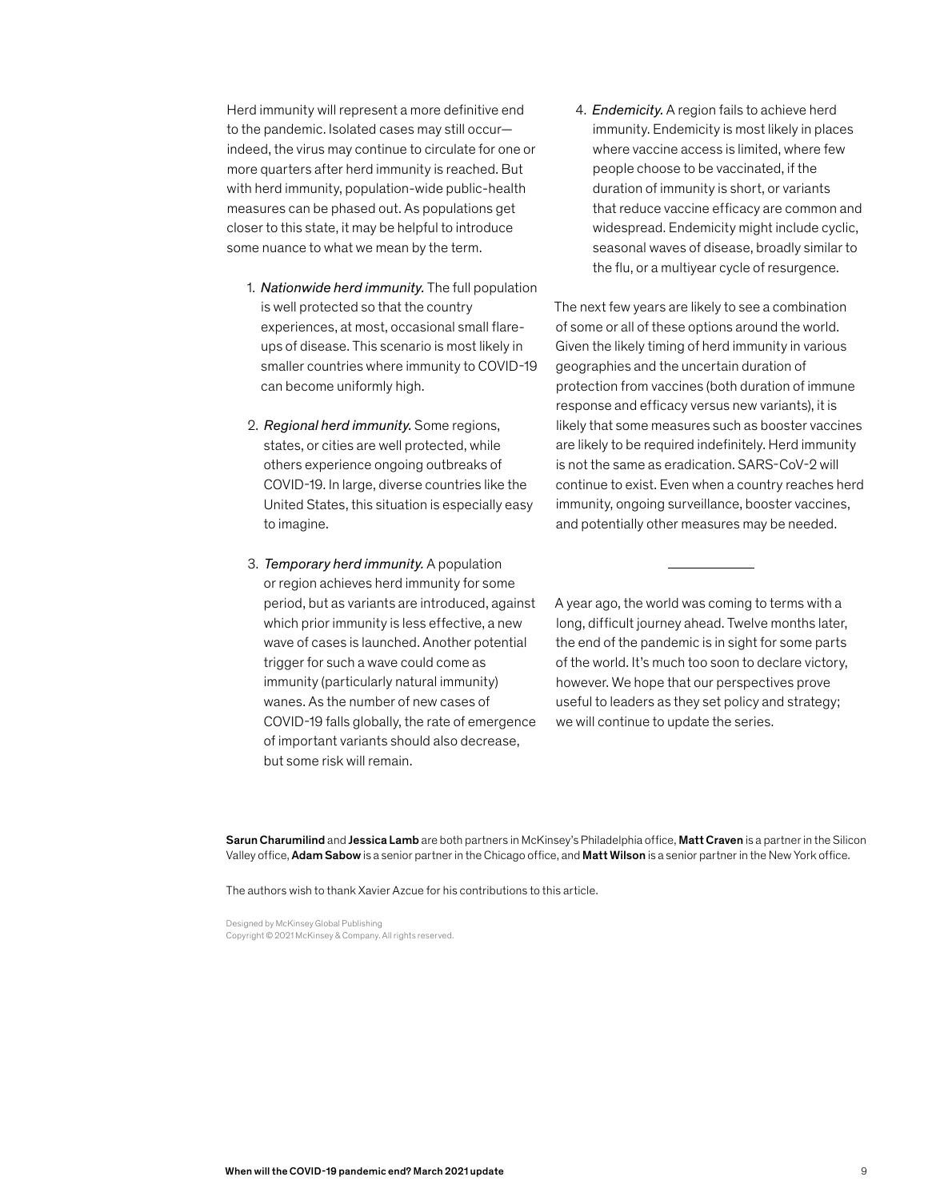Herd immunity will represent a more definitive end to the pandemic. Isolated cases may still occur—indeed, the virus may continue to circulate for one or more quarters after herd immunity is reached. But with herd immunity, population-wide public-health measures can be phased out. As populations get closer to this state, it may be helpful to introduce some nuance to what we mean by the term.

1. *Nationwide herd immunity.* The full population is well protected so that the country experiences, at most, occasional small flare-ups of disease. This scenario is most likely in smaller countries where immunity to COVID-19 can become uniformly high.

2. *Regional herd immunity.* Some regions, states, or cities are well protected, while others experience ongoing outbreaks of COVID-19. In large, diverse countries like the United States, this situation is especially easy to imagine.

3. *Temporary herd immunity.* A population or region achieves herd immunity for some period, but as variants are introduced, against which prior immunity is less effective, a new wave of cases is launched. Another potential trigger for such a wave could come as immunity (particularly natural immunity) wanes. As the number of new cases of COVID-19 falls globally, the rate of emergence of important variants should also decrease, but some risk will remain.

4. *Endemicity.* A region fails to achieve herd immunity. Endemicity is most likely in places where vaccine access is limited, where few people choose to be vaccinated, if the duration of immunity is short, or variants that reduce vaccine efficacy are common and widespread. Endemicity might include cyclic, seasonal waves of disease, broadly similar to the flu, or a multiyear cycle of resurgence.

The next few years are likely to see a combination of some or all of these options around the world. Given the likely timing of herd immunity in various geographies and the uncertain duration of protection from vaccines (both duration of immune response and efficacy versus new variants), it is likely that some measures such as booster vaccines are likely to be required indefinitely. Herd immunity is not the same as eradication. SARS-CoV-2 will continue to exist. Even when a country reaches herd immunity, ongoing surveillance, booster vaccines, and potentially other measures may be needed.

---

A year ago, the world was coming to terms with a long, difficult journey ahead. Twelve months later, the end of the pandemic is in sight for some parts of the world. It's much too soon to declare victory, however. We hope that our perspectives prove useful to leaders as they set policy and strategy; we will continue to update the series.

**Sarun Charumilind** and **Jessica Lamb** are both partners in McKinsey's Philadelphia office, **Matt Craven** is a partner in the Silicon Valley office, **Adam Sabow** is a senior partner in the Chicago office, and **Matt Wilson** is a senior partner in the New York office.

The authors wish to thank Xavier Azcue for his contributions to this article.

Designed by McKinsey Global Publishing
Copyright © 2021 McKinsey & Company. All rights reserved.